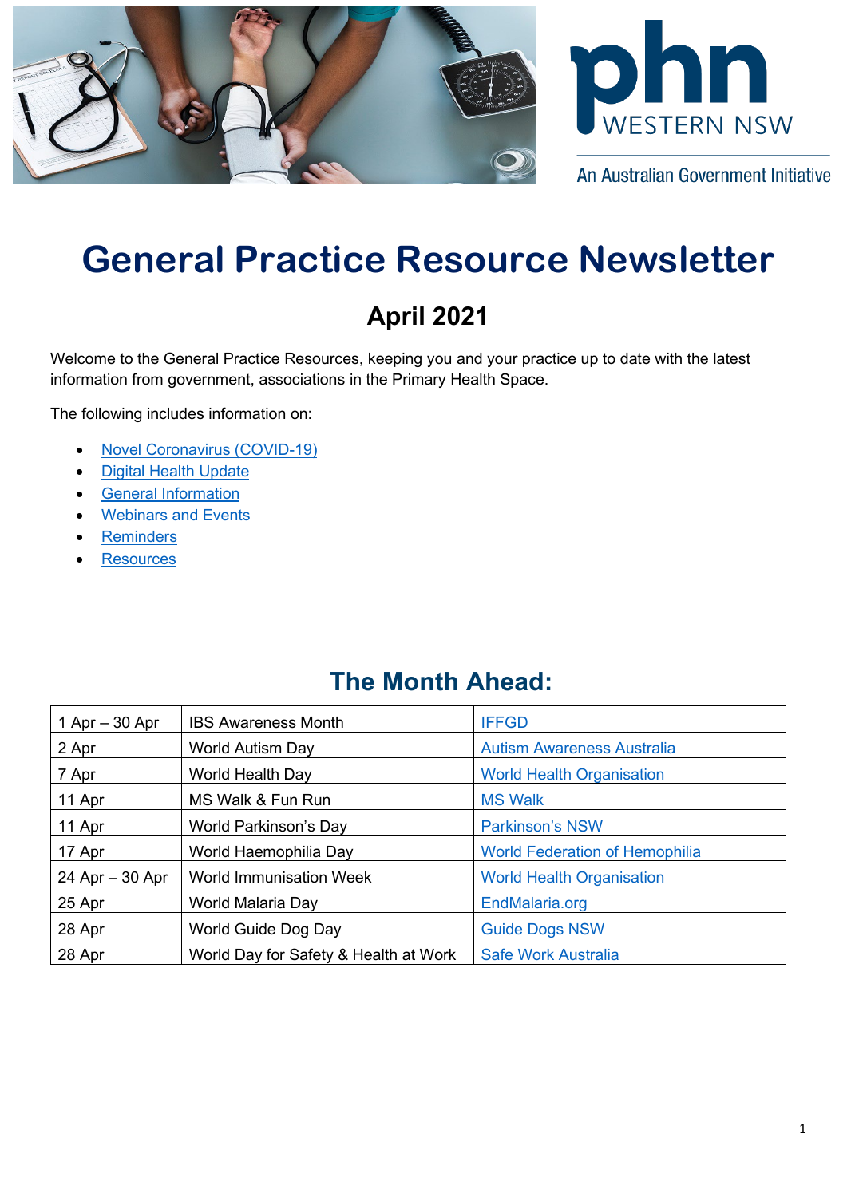An Australian Government Initiative

# General Practice Resource Newsletter

## April 2021

Welcome to the General Practice Resources, keeping you and your practice up to date with the latest information from government, associations in the Primary Health Space.

The following includes information on:

- Novel Coronavirus (COVID-19)
- Digital Health Update
- General Information
- Webinars and Events
- Reminders
- Resources

## The Month Ahead:

| | | |
|---|---|---|
| 1 Apr – 30 Apr | IBS Awareness Month | IFFGD |
| 2 Apr | World Autism Day | Autism Awareness Australia |
| 7 Apr | World Health Day | World Health Organisation |
| 11 Apr | MS Walk & Fun Run | MS Walk |
| 11 Apr | World Parkinson's Day | Parkinson's NSW |
| 17 Apr | World Haemophilia Day | World Federation of Hemophilia |
| 24 Apr – 30 Apr | World Immunisation Week | World Health Organisation |
| 25 Apr | World Malaria Day | EndMalaria.org |
| 28 Apr | World Guide Dog Day | Guide Dogs NSW |
| 28 Apr | World Day for Safety & Health at Work | Safe Work Australia |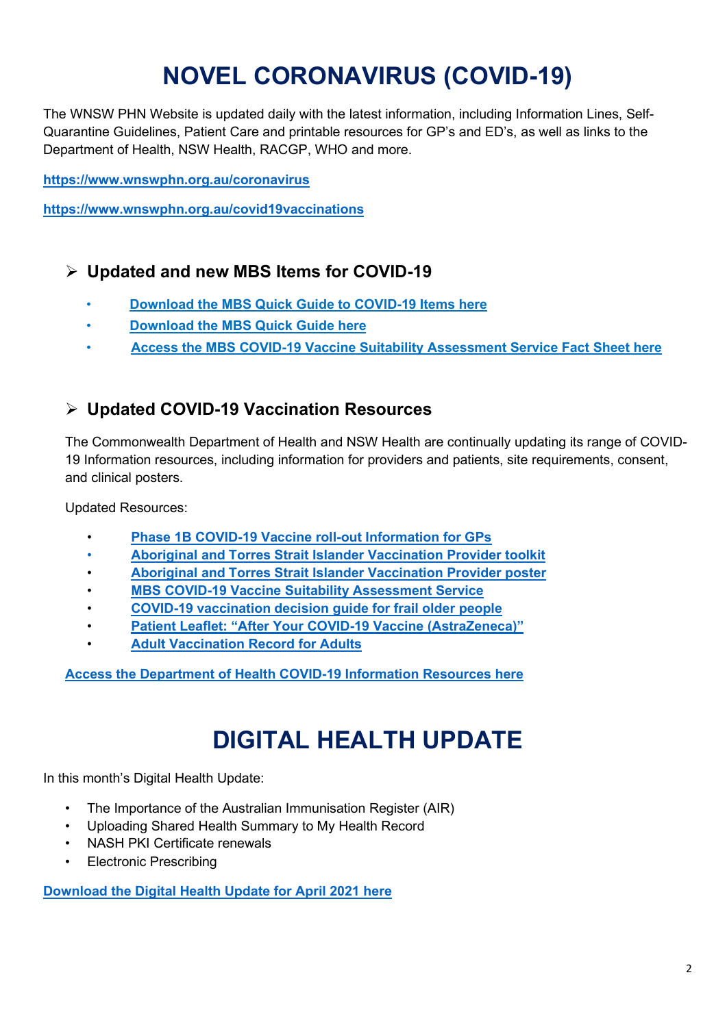# NOVEL CORONAVIRUS (COVID-19)

The WNSW PHN Website is updated daily with the latest information, including Information Lines, Self-Quarantine Guidelines, Patient Care and printable resources for GP's and ED's, as well as links to the Department of Health, NSW Health, RACGP, WHO and more.

**https://www.wnswphn.org.au/coronavirus**

**https://www.wnswphn.org.au/covid19vaccinations**

## Updated and new MBS Items for COVID-19

- **Download the MBS Quick Guide to COVID-19 Items here**
- **Download the MBS Quick Guide here**
- **Access the MBS COVID-19 Vaccine Suitability Assessment Service Fact Sheet here**

## Updated COVID-19 Vaccination Resources

The Commonwealth Department of Health and NSW Health are continually updating its range of COVID-19 Information resources, including information for providers and patients, site requirements, consent, and clinical posters.

Updated Resources:

- **Phase 1B COVID-19 Vaccine roll-out Information for GPs**
- **Aboriginal and Torres Strait Islander Vaccination Provider toolkit**
- **Aboriginal and Torres Strait Islander Vaccination Provider poster**
- **MBS COVID-19 Vaccine Suitability Assessment Service**
- **COVID-19 vaccination decision guide for frail older people**
- **Patient Leaflet: "After Your COVID-19 Vaccine (AstraZeneca)"**
- **Adult Vaccination Record for Adults**

**Access the Department of Health COVID-19 Information Resources here**

# DIGITAL HEALTH UPDATE

In this month's Digital Health Update:

- The Importance of the Australian Immunisation Register (AIR)
- Uploading Shared Health Summary to My Health Record
- NASH PKI Certificate renewals
- Electronic Prescribing

**Download the Digital Health Update for April 2021 here**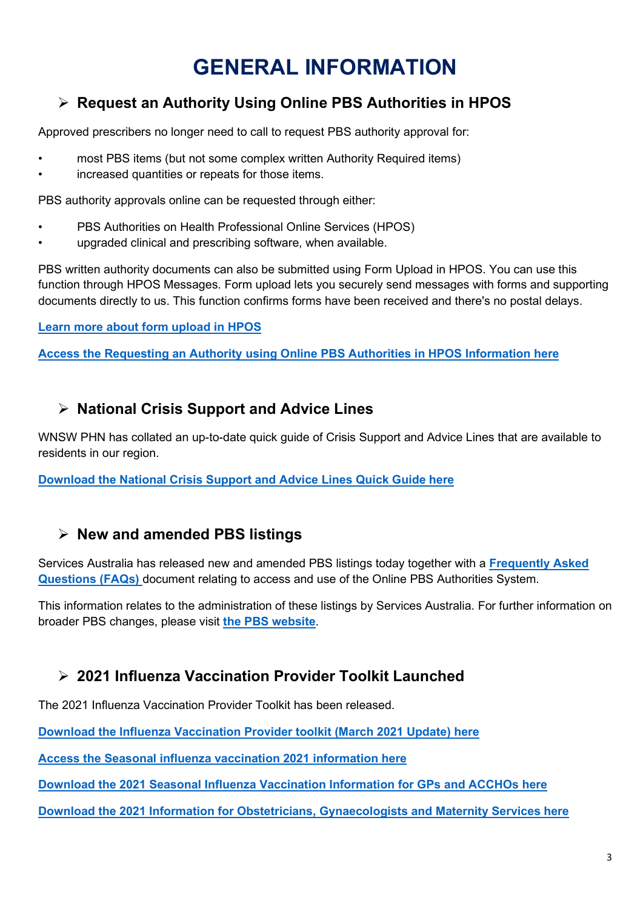# GENERAL INFORMATION

## ➢ Request an Authority Using Online PBS Authorities in HPOS

Approved prescribers no longer need to call to request PBS authority approval for:

- most PBS items (but not some complex written Authority Required items)
- increased quantities or repeats for those items.

PBS authority approvals online can be requested through either:

- PBS Authorities on Health Professional Online Services (HPOS)
- upgraded clinical and prescribing software, when available.

PBS written authority documents can also be submitted using Form Upload in HPOS. You can use this function through HPOS Messages. Form upload lets you securely send messages with forms and supporting documents directly to us. This function confirms forms have been received and there's no postal delays.

**Learn more about form upload in HPOS**

**Access the Requesting an Authority using Online PBS Authorities in HPOS Information here**

## ➢ National Crisis Support and Advice Lines

WNSW PHN has collated an up-to-date quick guide of Crisis Support and Advice Lines that are available to residents in our region.

**Download the National Crisis Support and Advice Lines Quick Guide here**

## ➢ New and amended PBS listings

Services Australia has released new and amended PBS listings today together with a **Frequently Asked Questions (FAQs)** document relating to access and use of the Online PBS Authorities System.

This information relates to the administration of these listings by Services Australia. For further information on broader PBS changes, please visit **the PBS website**.

## ➢ 2021 Influenza Vaccination Provider Toolkit Launched

The 2021 Influenza Vaccination Provider Toolkit has been released.

**Download the Influenza Vaccination Provider toolkit (March 2021 Update) here**

**Access the Seasonal influenza vaccination 2021 information here**

**Download the 2021 Seasonal Influenza Vaccination Information for GPs and ACCHOs here**

**Download the 2021 Information for Obstetricians, Gynaecologists and Maternity Services here**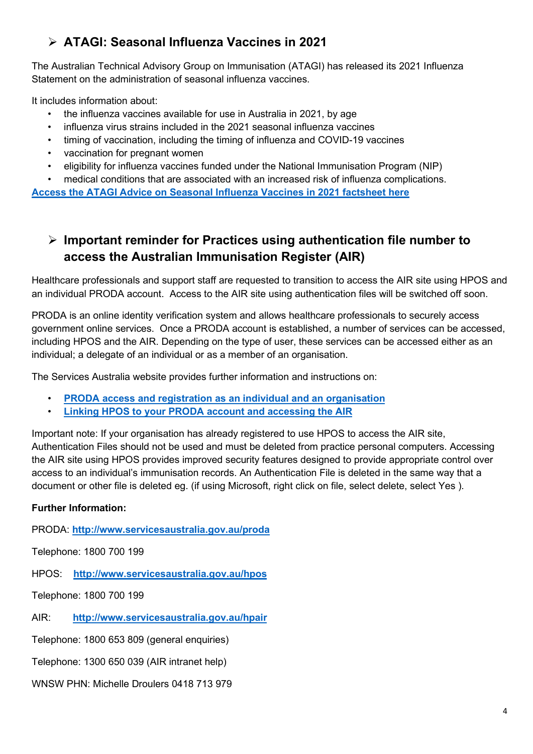## ➢ ATAGI: Seasonal Influenza Vaccines in 2021

The Australian Technical Advisory Group on Immunisation (ATAGI) has released its 2021 Influenza Statement on the administration of seasonal influenza vaccines.

It includes information about:

- the influenza vaccines available for use in Australia in 2021, by age
- influenza virus strains included in the 2021 seasonal influenza vaccines
- timing of vaccination, including the timing of influenza and COVID-19 vaccines
- vaccination for pregnant women
- eligibility for influenza vaccines funded under the National Immunisation Program (NIP)
- medical conditions that are associated with an increased risk of influenza complications.

**Access the ATAGI Advice on Seasonal Influenza Vaccines in 2021 factsheet here**

## ➢ Important reminder for Practices using authentication file number to access the Australian Immunisation Register (AIR)

Healthcare professionals and support staff are requested to transition to access the AIR site using HPOS and an individual PRODA account. Access to the AIR site using authentication files will be switched off soon.

PRODA is an online identity verification system and allows healthcare professionals to securely access government online services. Once a PRODA account is established, a number of services can be accessed, including HPOS and the AIR. Depending on the type of user, these services can be accessed either as an individual; a delegate of an individual or as a member of an organisation.

The Services Australia website provides further information and instructions on:

- **PRODA access and registration as an individual and an organisation**
- **Linking HPOS to your PRODA account and accessing the AIR**

Important note: If your organisation has already registered to use HPOS to access the AIR site, Authentication Files should not be used and must be deleted from practice personal computers. Accessing the AIR site using HPOS provides improved security features designed to provide appropriate control over access to an individual's immunisation records. An Authentication File is deleted in the same way that a document or other file is deleted eg. (if using Microsoft, right click on file, select delete, select Yes ).

**Further Information:**

PRODA: **http://www.servicesaustralia.gov.au/proda**

Telephone: 1800 700 199

HPOS: **http://www.servicesaustralia.gov.au/hpos**

Telephone: 1800 700 199

AIR: **http://www.servicesaustralia.gov.au/hpair**

Telephone: 1800 653 809 (general enquiries)

Telephone: 1300 650 039 (AIR intranet help)

WNSW PHN: Michelle Droulers 0418 713 979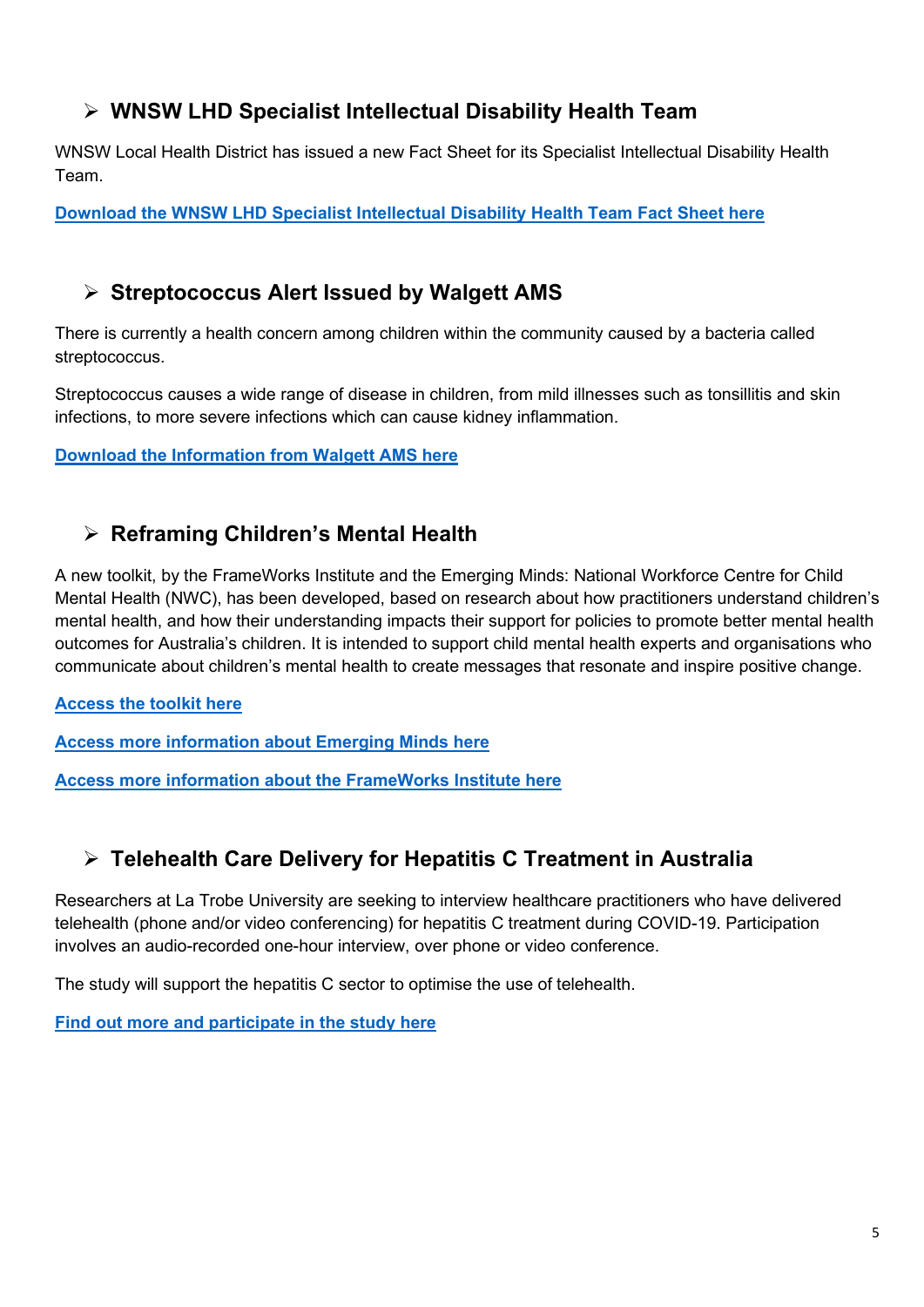## ➢ WNSW LHD Specialist Intellectual Disability Health Team

WNSW Local Health District has issued a new Fact Sheet for its Specialist Intellectual Disability Health Team.

**Download the WNSW LHD Specialist Intellectual Disability Health Team Fact Sheet here**

## ➢ Streptococcus Alert Issued by Walgett AMS

There is currently a health concern among children within the community caused by a bacteria called streptococcus.

Streptococcus causes a wide range of disease in children, from mild illnesses such as tonsillitis and skin infections, to more severe infections which can cause kidney inflammation.

**Download the Information from Walgett AMS here**

## ➢ Reframing Children's Mental Health

A new toolkit, by the FrameWorks Institute and the Emerging Minds: National Workforce Centre for Child Mental Health (NWC), has been developed, based on research about how practitioners understand children's mental health, and how their understanding impacts their support for policies to promote better mental health outcomes for Australia's children. It is intended to support child mental health experts and organisations who communicate about children's mental health to create messages that resonate and inspire positive change.

**Access the toolkit here**

**Access more information about Emerging Minds here**

**Access more information about the FrameWorks Institute here**

## ➢ Telehealth Care Delivery for Hepatitis C Treatment in Australia

Researchers at La Trobe University are seeking to interview healthcare practitioners who have delivered telehealth (phone and/or video conferencing) for hepatitis C treatment during COVID-19. Participation involves an audio-recorded one-hour interview, over phone or video conference.

The study will support the hepatitis C sector to optimise the use of telehealth.

**Find out more and participate in the study here**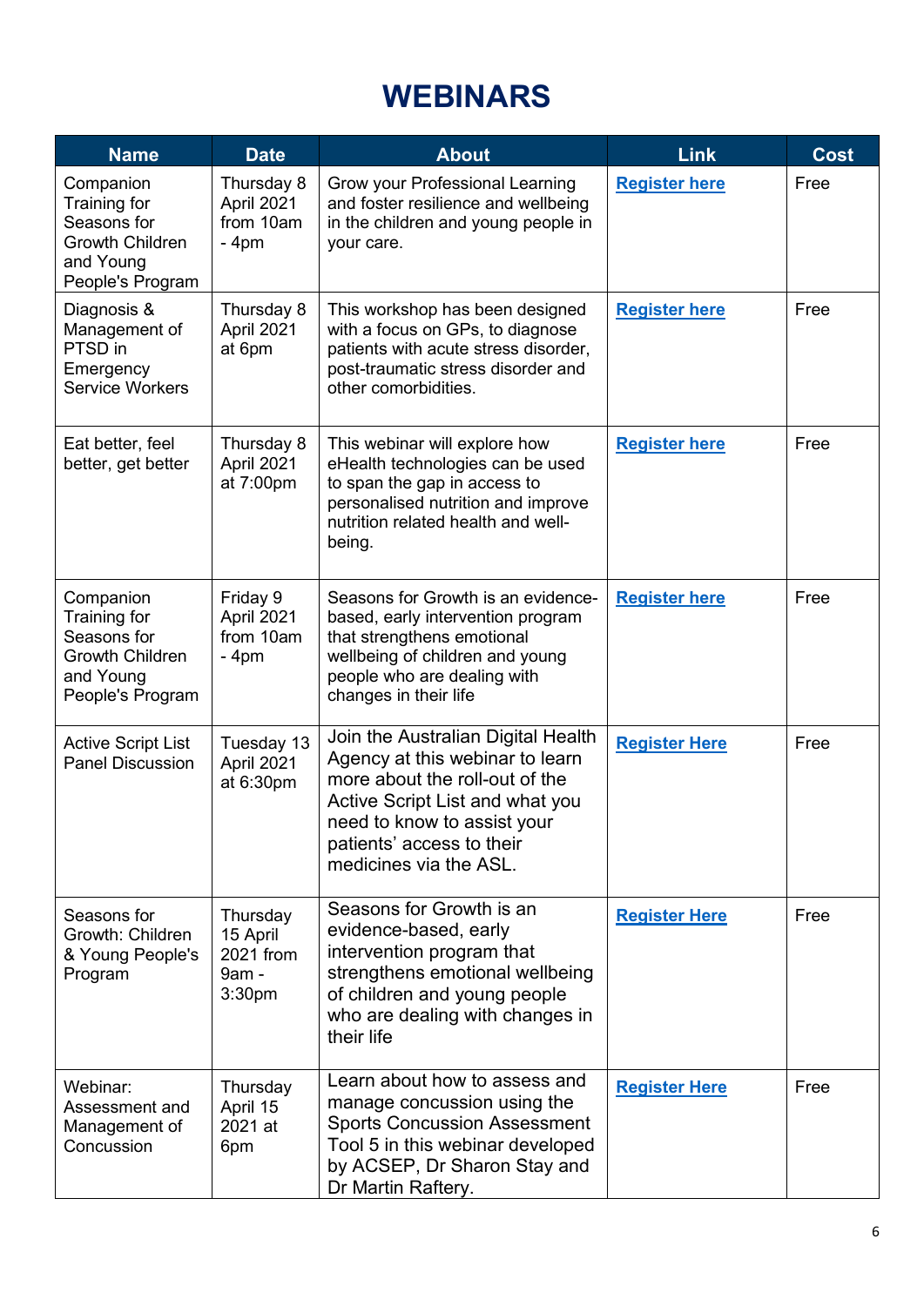# WEBINARS

| Name | Date | About | Link | Cost |
|---|---|---|---|---|
| Companion Training for Seasons for Growth Children and Young People's Program | Thursday 8 April 2021 from 10am - 4pm | Grow your Professional Learning and foster resilience and wellbeing in the children and young people in your care. | Register here | Free |
| Diagnosis & Management of PTSD in Emergency Service Workers | Thursday 8 April 2021 at 6pm | This workshop has been designed with a focus on GPs, to diagnose patients with acute stress disorder, post-traumatic stress disorder and other comorbidities. | Register here | Free |
| Eat better, feel better, get better | Thursday 8 April 2021 at 7:00pm | This webinar will explore how eHealth technologies can be used to span the gap in access to personalised nutrition and improve nutrition related health and well-being. | Register here | Free |
| Companion Training for Seasons for Growth Children and Young People's Program | Friday 9 April 2021 from 10am - 4pm | Seasons for Growth is an evidence-based, early intervention program that strengthens emotional wellbeing of children and young people who are dealing with changes in their life | Register here | Free |
| Active Script List Panel Discussion | Tuesday 13 April 2021 at 6:30pm | Join the Australian Digital Health Agency at this webinar to learn more about the roll-out of the Active Script List and what you need to know to assist your patients' access to their medicines via the ASL. | Register Here | Free |
| Seasons for Growth: Children & Young People's Program | Thursday 15 April 2021 from 9am - 3:30pm | Seasons for Growth is an evidence-based, early intervention program that strengthens emotional wellbeing of children and young people who are dealing with changes in their life | Register Here | Free |
| Webinar: Assessment and Management of Concussion | Thursday April 15 2021 at 6pm | Learn about how to assess and manage concussion using the Sports Concussion Assessment Tool 5 in this webinar developed by ACSEP, Dr Sharon Stay and Dr Martin Raftery. | Register Here | Free |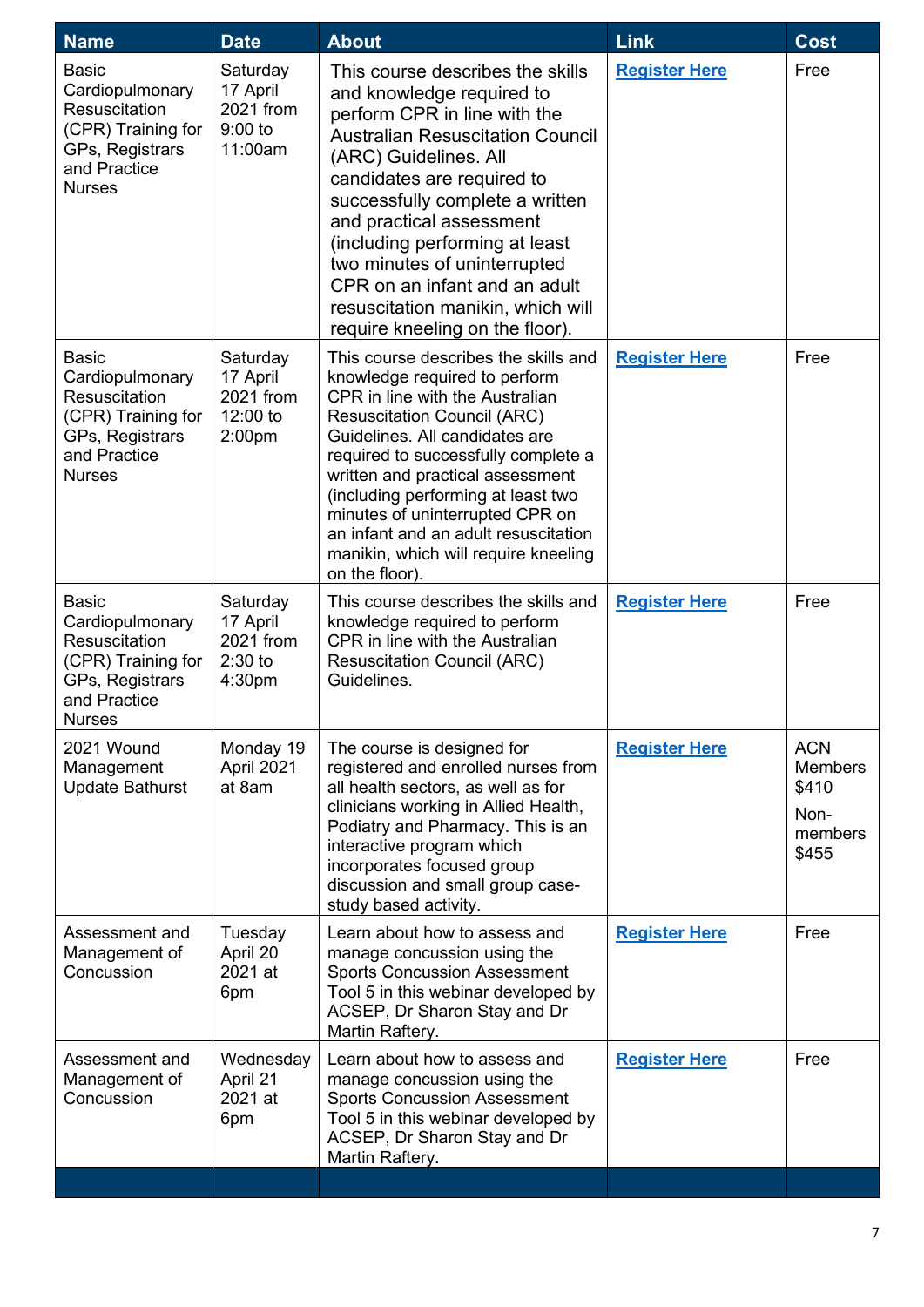| Name | Date | About | Link | Cost |
| --- | --- | --- | --- | --- |
| Basic Cardiopulmonary Resuscitation (CPR) Training for GPs, Registrars and Practice Nurses | Saturday 17 April 2021 from 9:00 to 11:00am | This course describes the skills and knowledge required to perform CPR in line with the Australian Resuscitation Council (ARC) Guidelines. All candidates are required to successfully complete a written and practical assessment (including performing at least two minutes of uninterrupted CPR on an infant and an adult resuscitation manikin, which will require kneeling on the floor). | **Register Here** | Free |
| Basic Cardiopulmonary Resuscitation (CPR) Training for GPs, Registrars and Practice Nurses | Saturday 17 April 2021 from 12:00 to 2:00pm | This course describes the skills and knowledge required to perform CPR in line with the Australian Resuscitation Council (ARC) Guidelines. All candidates are required to successfully complete a written and practical assessment (including performing at least two minutes of uninterrupted CPR on an infant and an adult resuscitation manikin, which will require kneeling on the floor). | **Register Here** | Free |
| Basic Cardiopulmonary Resuscitation (CPR) Training for GPs, Registrars and Practice Nurses | Saturday 17 April 2021 from 2:30 to 4:30pm | This course describes the skills and knowledge required to perform CPR in line with the Australian Resuscitation Council (ARC) Guidelines. | **Register Here** | Free |
| 2021 Wound Management Update Bathurst | Monday 19 April 2021 at 8am | The course is designed for registered and enrolled nurses from all health sectors, as well as for clinicians working in Allied Health, Podiatry and Pharmacy. This is an interactive program which incorporates focused group discussion and small group case-study based activity. | **Register Here** | ACN Members $410 Non-members $455 |
| Assessment and Management of Concussion | Tuesday April 20 2021 at 6pm | Learn about how to assess and manage concussion using the Sports Concussion Assessment Tool 5 in this webinar developed by ACSEP, Dr Sharon Stay and Dr Martin Raftery. | **Register Here** | Free |
| Assessment and Management of Concussion | Wednesday April 21 2021 at 6pm | Learn about how to assess and manage concussion using the Sports Concussion Assessment Tool 5 in this webinar developed by ACSEP, Dr Sharon Stay and Dr Martin Raftery. | **Register Here** | Free |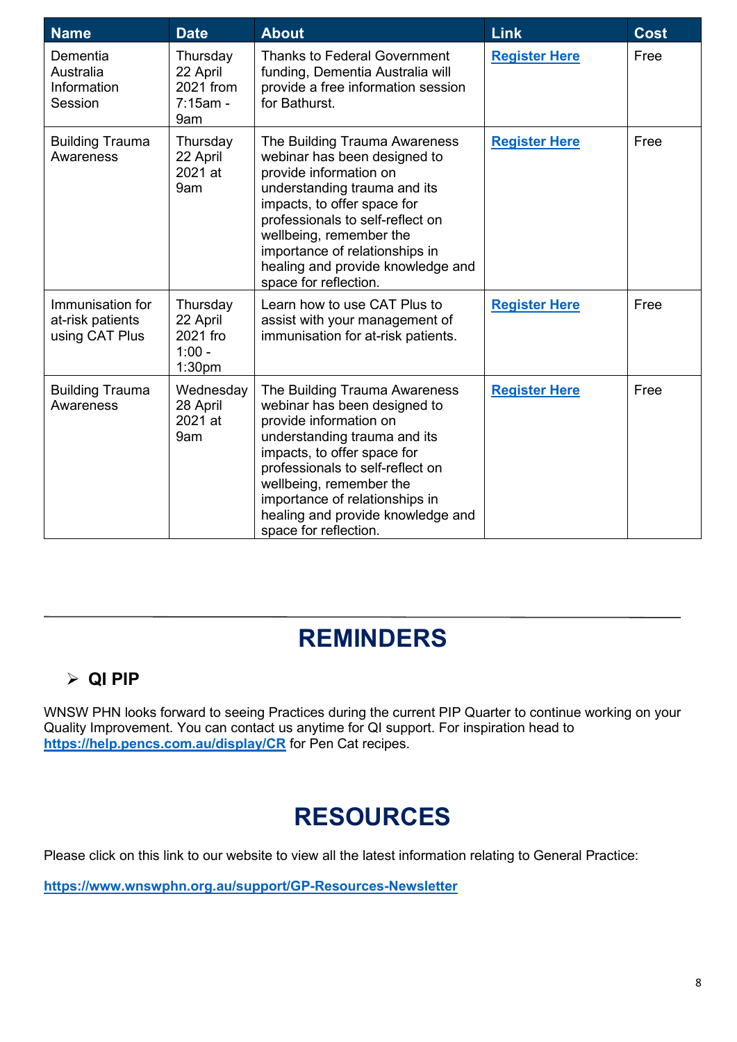| Name | Date | About | Link | Cost |
|---|---|---|---|---|
| Dementia Australia Information Session | Thursday 22 April 2021 from 7:15am - 9am | Thanks to Federal Government funding, Dementia Australia will provide a free information session for Bathurst. | **Register Here** | Free |
| Building Trauma Awareness | Thursday 22 April 2021 at 9am | The Building Trauma Awareness webinar has been designed to provide information on understanding trauma and its impacts, to offer space for professionals to self-reflect on wellbeing, remember the importance of relationships in healing and provide knowledge and space for reflection. | **Register Here** | Free |
| Immunisation for at-risk patients using CAT Plus | Thursday 22 April 2021 fro 1:00 - 1:30pm | Learn how to use CAT Plus to assist with your management of immunisation for at-risk patients. | **Register Here** | Free |
| Building Trauma Awareness | Wednesday 28 April 2021 at 9am | The Building Trauma Awareness webinar has been designed to provide information on understanding trauma and its impacts, to offer space for professionals to self-reflect on wellbeing, remember the importance of relationships in healing and provide knowledge and space for reflection. | **Register Here** | Free |

# REMINDERS

- **QI PIP**

WNSW PHN looks forward to seeing Practices during the current PIP Quarter to continue working on your Quality Improvement. You can contact us anytime for QI support. For inspiration head to **https://help.pencs.com.au/display/CR** for Pen Cat recipes.

# RESOURCES

Please click on this link to our website to view all the latest information relating to General Practice:

**https://www.wnswphn.org.au/support/GP-Resources-Newsletter**